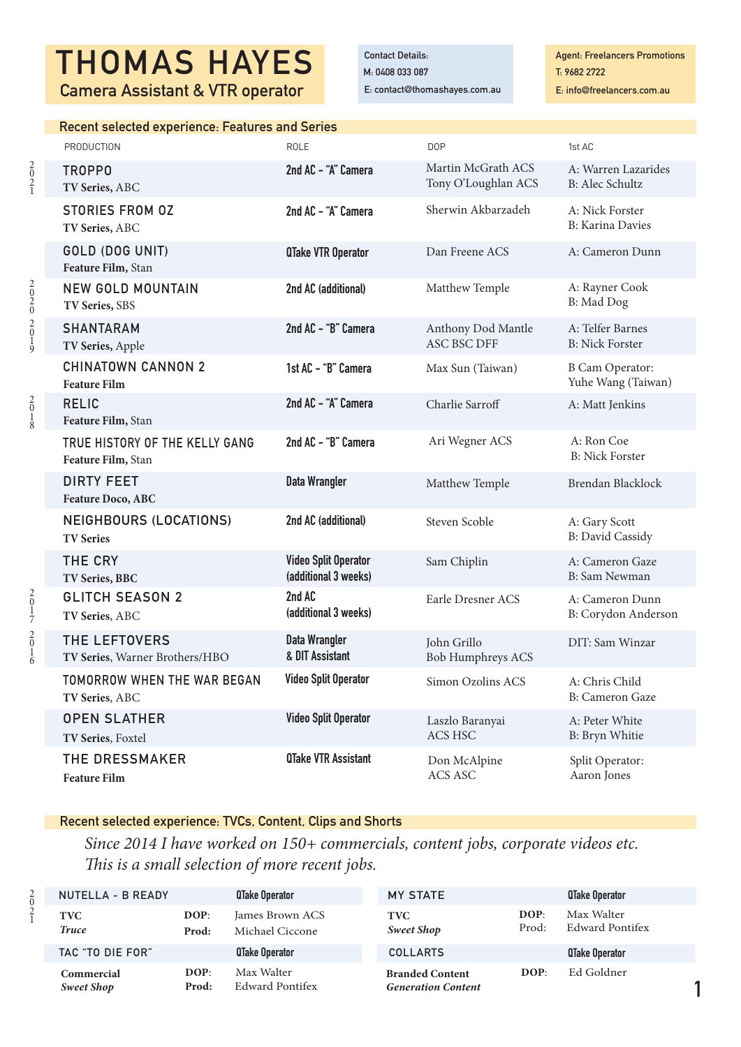# THOMAS HAYES

## Camera Assistant & VTR operator

Contact Details:
M: 0408 033 087
E: contact@thomashayes.com.au

Agent: Freelancers Promotions
T: 9682 2722
E: info@freelancers.com.au

## Recent selected experience: Features and Series

| Year | PRODUCTION | ROLE | DOP | 1st AC |
|---|---|---|---|---|
| 2021 | **TROPPO** **TV Series,** ABC | 2nd AC – "A" Camera | Martin McGrath ACS Tony O'Loughlan ACS | A: Warren Lazarides B: Alec Schultz |
| | **STORIES FROM OZ** **TV Series,** ABC | 2nd AC – "A" Camera | Sherwin Akbarzadeh | A: Nick Forster B: Karina Davies |
| | **GOLD (DOG UNIT)** **Feature Film,** Stan | QTake VTR Operator | Dan Freene ACS | A: Cameron Dunn |
| 2020 | **NEW GOLD MOUNTAIN** **TV Series,** SBS | 2nd AC (additional) | Matthew Temple | A: Rayner Cook B: Mad Dog |
| 2019 | **SHANTARAM** **TV Series,** Apple | 2nd AC – "B" Camera | Anthony Dod Mantle ASC BSC DFF | A: Telfer Barnes B: Nick Forster |
| | **CHINATOWN CANNON 2** **Feature Film** | 1st AC – "B" Camera | Max Sun (Taiwan) | B Cam Operator: Yuhe Wang (Taiwan) |
| 2018 | **RELIC** **Feature Film,** Stan | 2nd AC – "A" Camera | Charlie Sarroff | A: Matt Jenkins |
| | **TRUE HISTORY OF THE KELLY GANG** **Feature Film,** Stan | 2nd AC – "B" Camera | Ari Wegner ACS | A: Ron Coe B: Nick Forster |
| | **DIRTY FEET** **Feature Doco, ABC** | Data Wrangler | Matthew Temple | Brendan Blacklock |
| | **NEIGHBOURS (LOCATIONS)** **TV Series** | 2nd AC (additional) | Steven Scoble | A: Gary Scott B: David Cassidy |
| | **THE CRY** **TV Series, BBC** | Video Split Operator (additional 3 weeks) | Sam Chiplin | A: Cameron Gaze B: Sam Newman |
| 2017 | **GLITCH SEASON 2** **TV Series,** ABC | 2nd AC (additional 3 weeks) | Earle Dresner ACS | A: Cameron Dunn B: Corydon Anderson |
| 2016 | **THE LEFTOVERS** **TV Series,** Warner Brothers/HBO | Data Wrangler & DIT Assistant | John Grillo Bob Humphreys ACS | DIT: Sam Winzar |
| | **TOMORROW WHEN THE WAR BEGAN** **TV Series,** ABC | Video Split Operator | Simon Ozolins ACS | A: Chris Child B: Cameron Gaze |
| | **OPEN SLATHER** **TV Series,** Foxtel | Video Split Operator | Laszlo Baranyai ACS HSC | A: Peter White B: Bryn Whitie |
| | **THE DRESSMAKER** **Feature Film** | QTake VTR Assistant | Don McAlpine ACS ASC | Split Operator: Aaron Jones |

## Recent selected experience: TVCs, Content, Clips and Shorts

*Since 2014 I have worked on 150+ commercials, content jobs, corporate videos etc. This is a small selection of more recent jobs.*

**2021**

**NUTELLA - B READY** — QTake Operator
**TVC** / ***Truce***
**DOP:** James Brown ACS
**Prod:** Michael Ciccone

**TAC "TO DIE FOR"** — QTake Operator
**Commercial** / ***Sweet Shop***
**DOP:** Max Walter
**Prod:** Edward Pontifex

**MY STATE** — QTake Operator
**TVC** / ***Sweet Shop***
**DOP:** Max Walter
Prod: Edward Pontifex

**COLLARTS** — QTake Operator
**Branded Content** / ***Generation Content***
**DOP:** Ed Goldner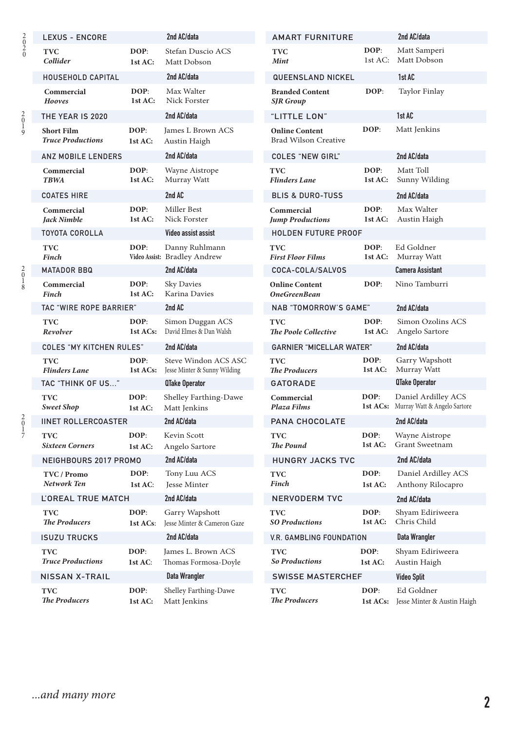2020

**LEXUS - ENCORE** — 2nd AC/data
**TVC** — *Collider*
**DOP**: Stefan Duscio ACS
**1st AC:** Matt Dobson

**HOUSEHOLD CAPITAL** — 2nd AC/data
**Commercial** — *Hooves*
**DOP**: Max Walter
**1st AC:** Nick Forster

2019

**THE YEAR IS 2020** — 2nd AC/data
**Short Film** — *Truce Productions*
**DOP**: James L Brown ACS
**1st AC:** Austin Haigh

**ANZ MOBILE LENDERS** — 2nd AC/data
**Commercial** — *TBWA*
**DOP**: Wayne Aistrope
**1st AC:** Murray Watt

**COATES HIRE** — 2nd AC
**Commercial** — *Jack Nimble*
**DOP**: Miller Best
**1st AC:** Nick Forster

**TOYOTA COROLLA** — Video assist assist
**TVC** — *Finch*
**DOP**: Danny Ruhlmann
**Video Assist:** Bradley Andrew

2018

**MATADOR BBQ** — 2nd AC/data
**Commercial** — *Finch*
**DOP**: Sky Davies
**1st AC:** Karina Davies

**TAC "WIRE ROPE BARRIER"** — 2nd AC
**TVC** — *Revolver*
**DOP**: Simon Duggan ACS
**1st ACs:** David Elmes & Dan Walsh

**COLES "MY KITCHEN RULES"** — 2nd AC/data
**TVC** — *Flinders Lane*
**DOP**: Steve Windon ACS ASC
**1st ACs:** Jesse Minter & Sunny Wilding

**TAC "THINK OF US..."** — QTake Operator
**TVC** — *Sweet Shop*
**DOP**: Shelley Farthing-Dawe
**1st AC:** Matt Jenkins

2017

**IINET ROLLERCOASTER** — 2nd AC/data
**TVC** — *Sixteen Corners*
**DOP**: Kevin Scott
**1st AC:** Angelo Sartore

**NEIGHBOURS 2017 PROMO** — 2nd AC/data
**TVC / Promo** — *Network Ten*
**DOP**: Tony Luu ACS
**1st AC**: Jesse Minter

**L'OREAL TRUE MATCH** — 2nd AC/data
**TVC** — *The Producers*
**DOP**: Garry Wapshott
**1st ACs**: Jesse Minter & Cameron Gaze

**ISUZU TRUCKS** — 2nd AC/data
**TVC** — *Truce Productions*
**DOP**: James L. Brown ACS
**1st AC**: Thomas Formosa-Doyle

**NISSAN X-TRAIL** — Data Wrangler
**TVC** — *The Producers*
**DOP**: Shelley Farthing-Dawe
**1st AC:** Matt Jenkins

**AMART FURNITURE** — 2nd AC/data
**TVC** — *Mint*
**DOP**: Matt Samperi
1st AC: Matt Dobson

**QUEENSLAND NICKEL** — 1st AC
**Branded Content** — *SJR Group*
**DOP**: Taylor Finlay

**"LITTLE LON"** — 1st AC
**Online Content** — Brad Wilson Creative
**DOP**: Matt Jenkins

**COLES "NEW GIRL"** — 2nd AC/data
**TVC** — *Flinders Lane*
**DOP**: Matt Toll
**1st AC:** Sunny Wilding

**BLIS & DURO-TUSS** — 2nd AC/data
**Commercial** — *Jump Productions*
**DOP**: Max Walter
**1st AC:** Austin Haigh

**HOLDEN FUTURE PROOF**
**TVC** — *First Floor Films*
**DOP**: Ed Goldner
**1st AC:** Murray Watt

**COCA-COLA/SALVOS** — Camera Assistant
**Online Content** — *OneGreenBean*
**DOP**: Nino Tamburri

**NAB "TOMORROW'S GAME"** — 2nd AC/data
**TVC** — *The Poole Collective*
**DOP**: Simon Ozolins ACS
**1st AC:** Angelo Sartore

**GARNIER "MICELLAR WATER"** — 2nd AC/data
**TVC** — *The Producers*
**DOP**: Garry Wapshott
**1st AC:** Murray Watt

**GATORADE** — QTake Operator
**Commercial** — *Plaza Films*
**DOP**: Daniel Ardilley ACS
**1st ACs:** Murray Watt & Angelo Sartore

**PANA CHOCOLATE** — 2nd AC/data
**TVC** — *The Pound*
**DOP**: Wayne Aistrope
**1st AC:** Grant Sweetnam

**HUNGRY JACKS TVC** — 2nd AC/data
**TVC** — *Finch*
**DOP**: Daniel Ardilley ACS
**1st AC:** Anthony Rilocapro

**NERVODERM TVC** — 2nd AC/data
**TVC** — *SO Productions*
**DOP**: Shyam Ediriweera
**1st AC:** Chris Child

**V.R. GAMBLING FOUNDATION** — Data Wrangler
**TVC** — *So Productions*
**DOP**: Shyam Ediriweera
**1st AC:** Austin Haigh

**SWISSE MASTERCHEF** — Video Split
**TVC** — *The Producers*
**DOP**: Ed Goldner
**1st ACs:** Jesse Minter & Austin Haigh

*...and many more*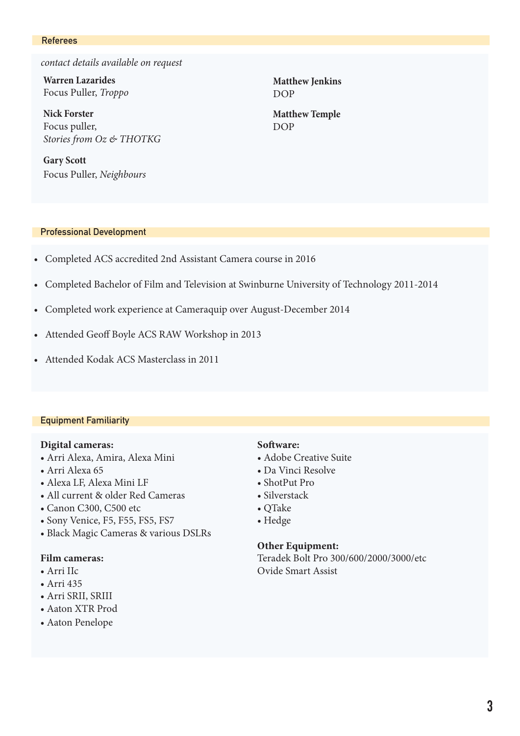## Referees

*contact details available on request*

**Warren Lazarides**
Focus Puller, *Troppo*

**Nick Forster**
Focus puller,
*Stories from Oz & THOTKG*

**Gary Scott**
Focus Puller, *Neighbours*

**Matthew Jenkins**
DOP

**Matthew Temple**
DOP

## Professional Development

- Completed ACS accredited 2nd Assistant Camera course in 2016
- Completed Bachelor of Film and Television at Swinburne University of Technology 2011-2014
- Completed work experience at Cameraquip over August-December 2014
- Attended Geoff Boyle ACS RAW Workshop in 2013
- Attended Kodak ACS Masterclass in 2011

## Equipment Familiarity

**Digital cameras:**
- Arri Alexa, Amira, Alexa Mini
- Arri Alexa 65
- Alexa LF, Alexa Mini LF
- All current & older Red Cameras
- Canon C300, C500 etc
- Sony Venice, F5, F55, FS5, FS7
- Black Magic Cameras & various DSLRs

**Film cameras:**
- Arri IIc
- Arri 435
- Arri SRII, SRIII
- Aaton XTR Prod
- Aaton Penelope

**Software:**
- Adobe Creative Suite
- Da Vinci Resolve
- ShotPut Pro
- Silverstack
- QTake
- Hedge

**Other Equipment:**
Teradek Bolt Pro 300/600/2000/3000/etc
Ovide Smart Assist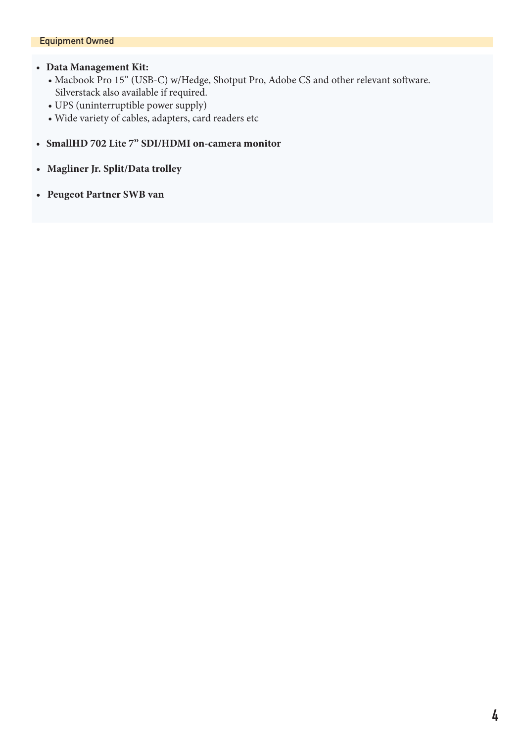## Equipment Owned

- **Data Management Kit:**
  - Macbook Pro 15" (USB-C) w/Hedge, Shotput Pro, Adobe CS and other relevant software. Silverstack also available if required.
  - UPS (uninterruptible power supply)
  - Wide variety of cables, adapters, card readers etc
- **SmallHD 702 Lite 7" SDI/HDMI on-camera monitor**
- **Magliner Jr. Split/Data trolley**
- **Peugeot Partner SWB van**